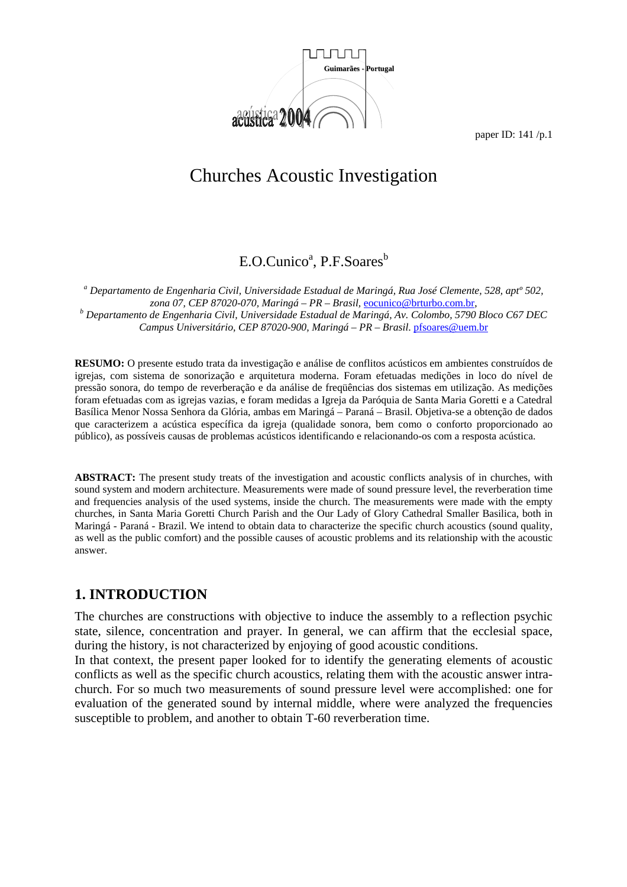# Churches Acoustic Investigation

E.O.Cunico[a], P.F.Soares[b]

[a] *Departamento de Engenharia Civil, Universidade Estadual de Maringá, Rua José Clemente, 528, aptº 502, zona 07, CEP 87020-070, Maringá – PR – Brasil,* eocunico@brturbo.com.br,
[b] *Departamento de Engenharia Civil, Universidade Estadual de Maringá, Av. Colombo, 5790 Bloco C67 DEC Campus Universitário, CEP 87020-900, Maringá – PR – Brasil.* pfsoares@uem.br

**RESUMO:** O presente estudo trata da investigação e análise de conflitos acústicos em ambientes construídos de igrejas, com sistema de sonorização e arquitetura moderna. Foram efetuadas medições in loco do nível de pressão sonora, do tempo de reverberação e da análise de freqüências dos sistemas em utilização. As medições foram efetuadas com as igrejas vazias, e foram medidas a Igreja da Paróquia de Santa Maria Goretti e a Catedral Basílica Menor Nossa Senhora da Glória, ambas em Maringá – Paraná – Brasil. Objetiva-se a obtenção de dados que caracterizem a acústica específica da igreja (qualidade sonora, bem como o conforto proporcionado ao público), as possíveis causas de problemas acústicos identificando e relacionando-os com a resposta acústica.

**ABSTRACT:** The present study treats of the investigation and acoustic conflicts analysis of in churches, with sound system and modern architecture. Measurements were made of sound pressure level, the reverberation time and frequencies analysis of the used systems, inside the church. The measurements were made with the empty churches, in Santa Maria Goretti Church Parish and the Our Lady of Glory Cathedral Smaller Basilica, both in Maringá - Paraná - Brazil. We intend to obtain data to characterize the specific church acoustics (sound quality, as well as the public comfort) and the possible causes of acoustic problems and its relationship with the acoustic answer.

## 1. INTRODUCTION

The churches are constructions with objective to induce the assembly to a reflection psychic state, silence, concentration and prayer. In general, we can affirm that the ecclesial space, during the history, is not characterized by enjoying of good acoustic conditions.
In that context, the present paper looked for to identify the generating elements of acoustic conflicts as well as the specific church acoustics, relating them with the acoustic answer intra-church. For so much two measurements of sound pressure level were accomplished: one for evaluation of the generated sound by internal middle, where were analyzed the frequencies susceptible to problem, and another to obtain T-60 reverberation time.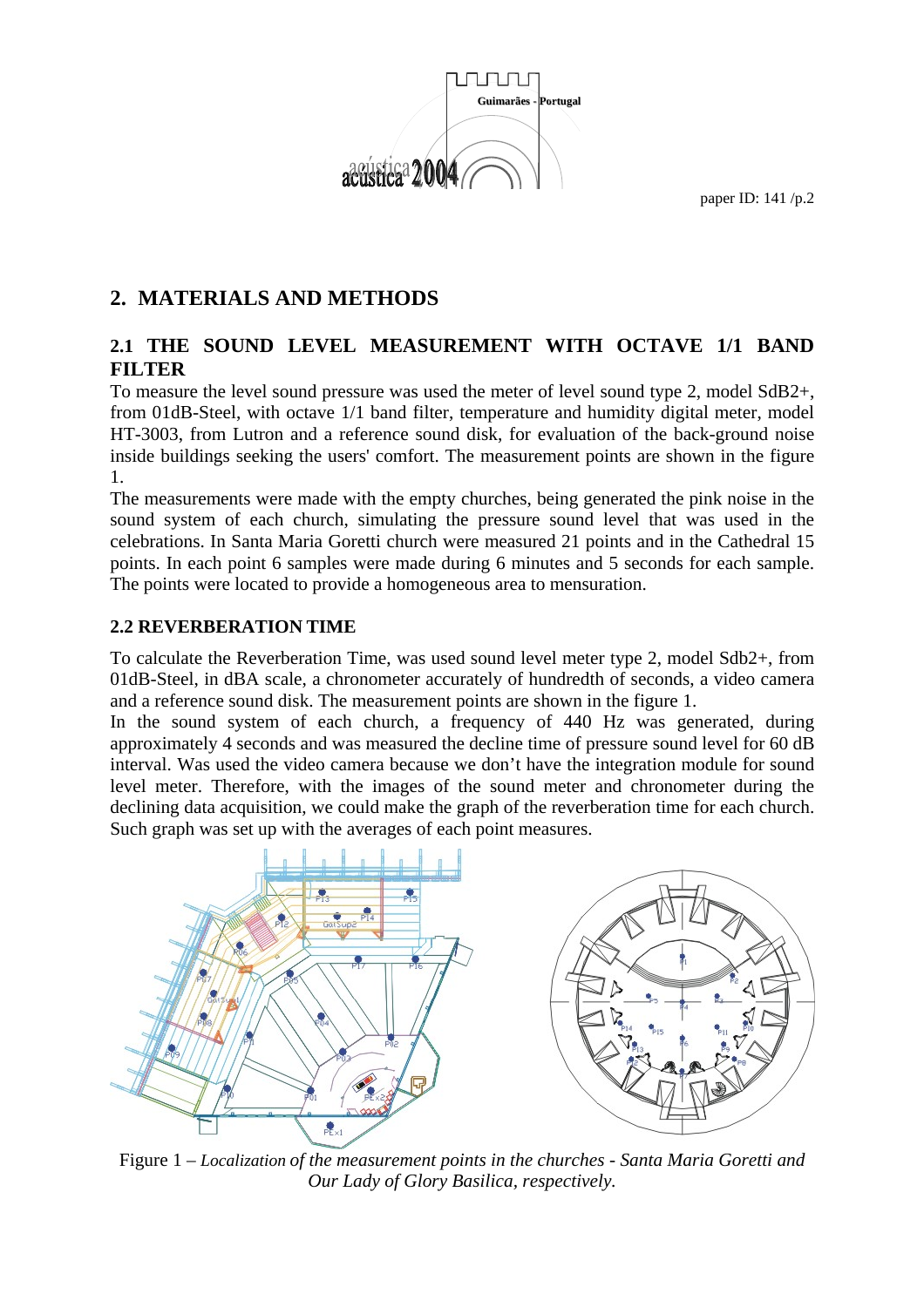## 2. MATERIALS AND METHODS

### 2.1 THE SOUND LEVEL MEASUREMENT WITH OCTAVE 1/1 BAND FILTER

To measure the level sound pressure was used the meter of level sound type 2, model SdB2+, from 01dB-Steel, with octave 1/1 band filter, temperature and humidity digital meter, model HT-3003, from Lutron and a reference sound disk, for evaluation of the back-ground noise inside buildings seeking the users' comfort. The measurement points are shown in the figure 1.

The measurements were made with the empty churches, being generated the pink noise in the sound system of each church, simulating the pressure sound level that was used in the celebrations. In Santa Maria Goretti church were measured 21 points and in the Cathedral 15 points. In each point 6 samples were made during 6 minutes and 5 seconds for each sample. The points were located to provide a homogeneous area to mensuration.

### 2.2 REVERBERATION TIME

To calculate the Reverberation Time, was used sound level meter type 2, model Sdb2+, from 01dB-Steel, in dBA scale, a chronometer accurately of hundredth of seconds, a video camera and a reference sound disk. The measurement points are shown in the figure 1.

In the sound system of each church, a frequency of 440 Hz was generated, during approximately 4 seconds and was measured the decline time of pressure sound level for 60 dB interval. Was used the video camera because we don't have the integration module for sound level meter. Therefore, with the images of the sound meter and chronometer during the declining data acquisition, we could make the graph of the reverberation time for each church. Such graph was set up with the averages of each point measures.

Figure 1 – *Localization of the measurement points in the churches - Santa Maria Goretti and Our Lady of Glory Basilica, respectively.*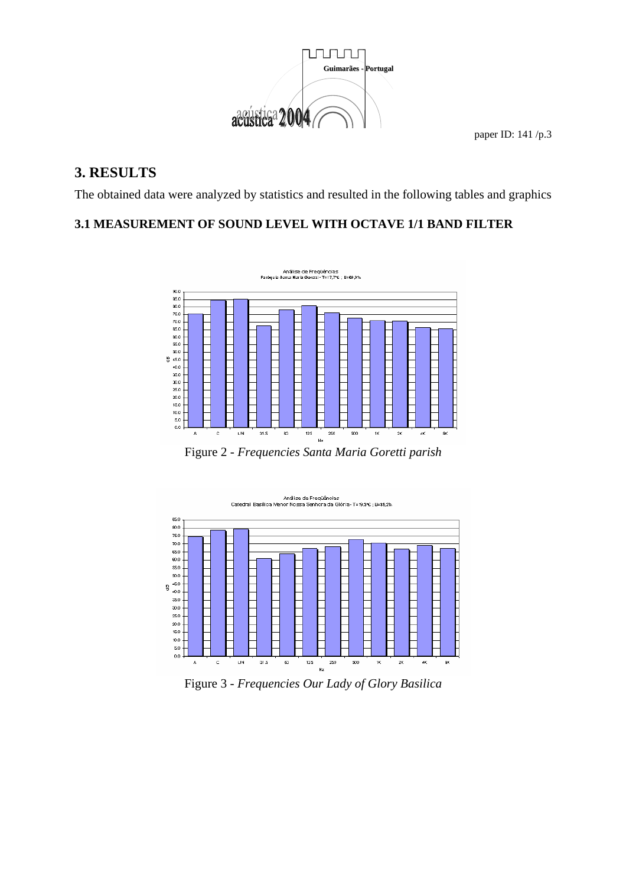## 3. RESULTS

The obtained data were analyzed by statistics and resulted in the following tables and graphics

### 3.1 MEASUREMENT OF SOUND LEVEL WITH OCTAVE 1/1 BAND FILTER

Figure 2 - *Frequencies Santa Maria Goretti parish*

Figure 3 - *Frequencies Our Lady of Glory Basilica*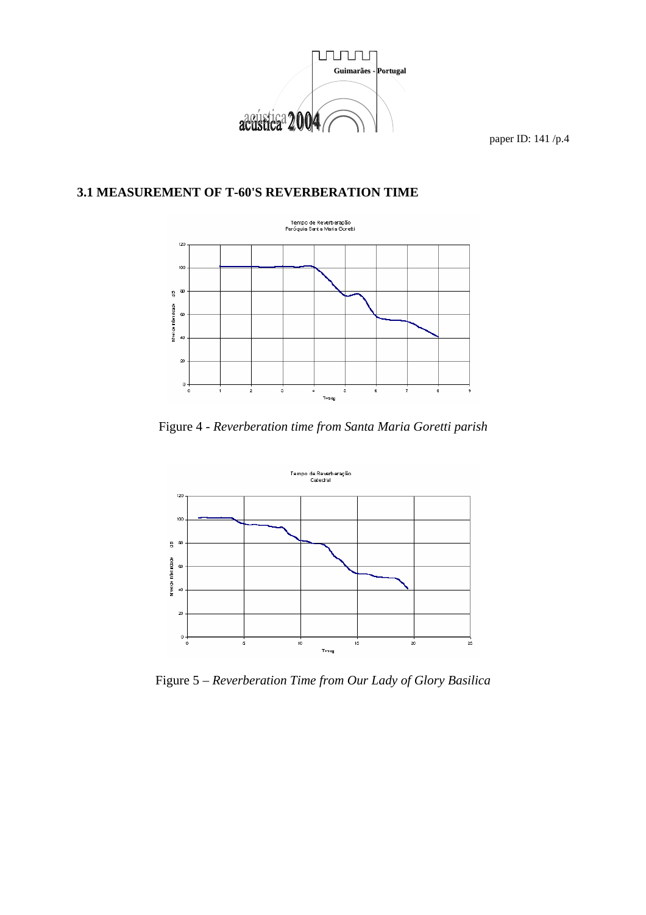### 3.1 MEASUREMENT OF T-60'S REVERBERATION TIME

Figure 4 - *Reverberation time from Santa Maria Goretti parish*

Figure 5 – *Reverberation Time from Our Lady of Glory Basilica*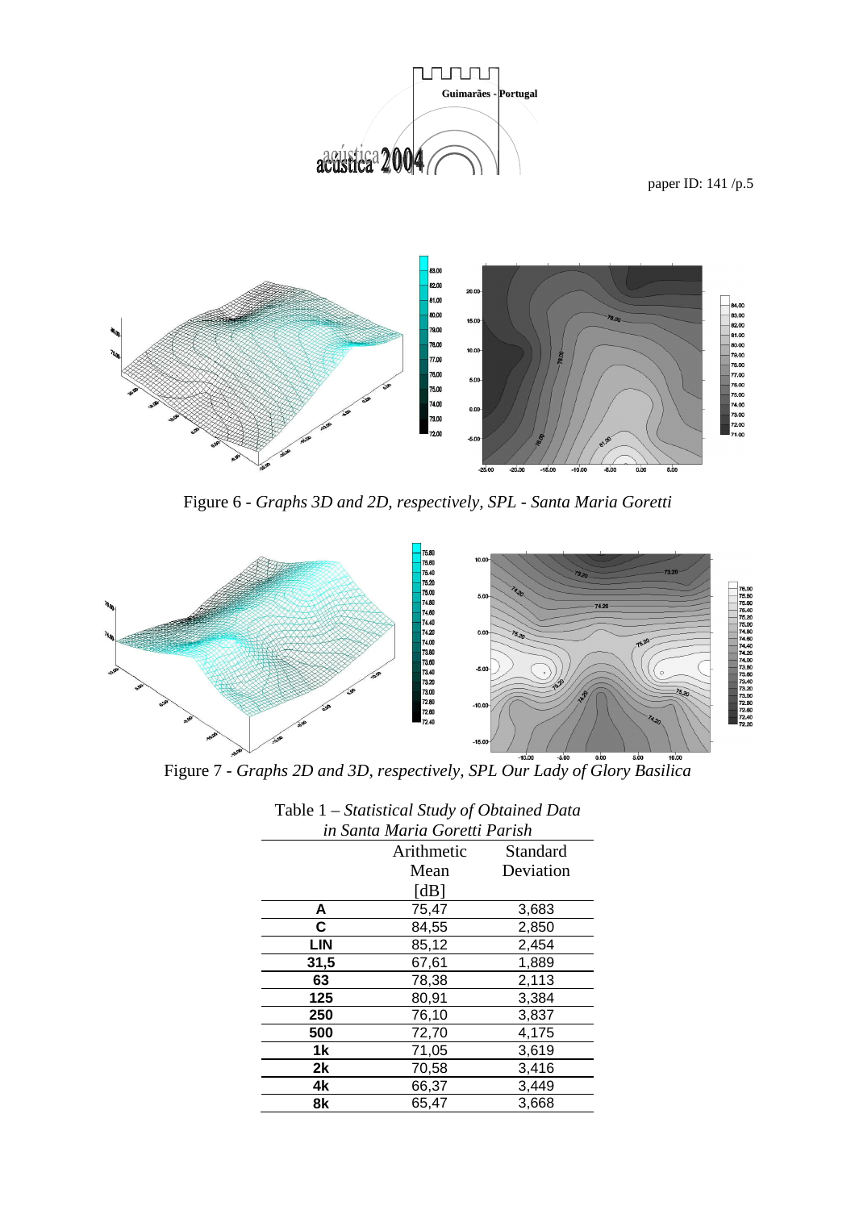Figure 6 - *Graphs 3D and 2D, respectively, SPL - Santa Maria Goretti*

Figure 7 - *Graphs 2D and 3D, respectively, SPL Our Lady of Glory Basilica*

Table 1 – *Statistical Study of Obtained Data in Santa Maria Goretti Parish*

| | Arithmetic Mean [dB] | Standard Deviation |
|---|---|---|
| **A** | 75,47 | 3,683 |
| **C** | 84,55 | 2,850 |
| **LIN** | 85,12 | 2,454 |
| **31,5** | 67,61 | 1,889 |
| **63** | 78,38 | 2,113 |
| **125** | 80,91 | 3,384 |
| **250** | 76,10 | 3,837 |
| **500** | 72,70 | 4,175 |
| **1k** | 71,05 | 3,619 |
| **2k** | 70,58 | 3,416 |
| **4k** | 66,37 | 3,449 |
| **8k** | 65,47 | 3,668 |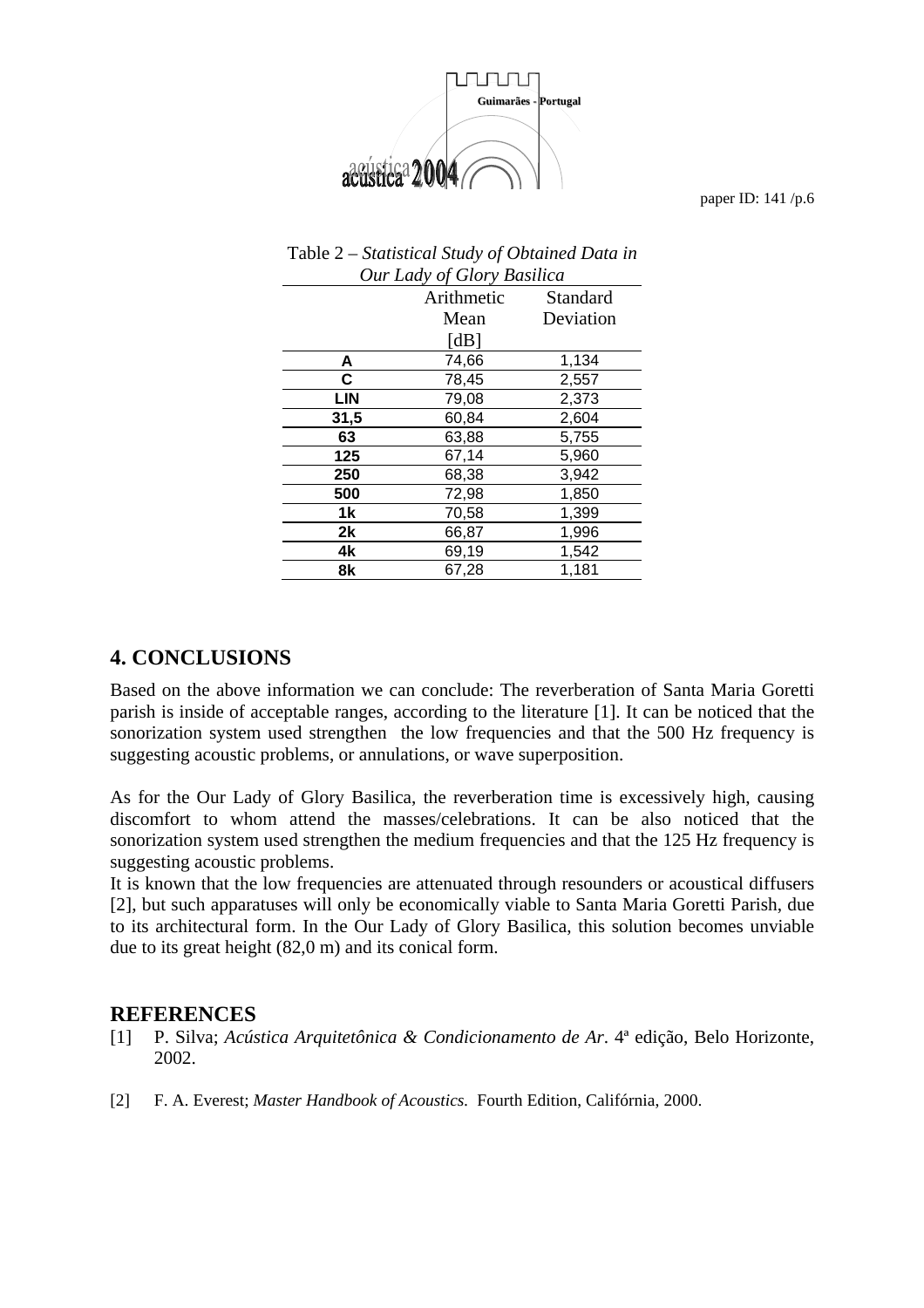Table 2 – *Statistical Study of Obtained Data in Our Lady of Glory Basilica*

| | Arithmetic Mean [dB] | Standard Deviation |
|---|---|---|
| **A** | 74,66 | 1,134 |
| **C** | 78,45 | 2,557 |
| **LIN** | 79,08 | 2,373 |
| **31,5** | 60,84 | 2,604 |
| **63** | 63,88 | 5,755 |
| **125** | 67,14 | 5,960 |
| **250** | 68,38 | 3,942 |
| **500** | 72,98 | 1,850 |
| **1k** | 70,58 | 1,399 |
| **2k** | 66,87 | 1,996 |
| **4k** | 69,19 | 1,542 |
| **8k** | 67,28 | 1,181 |

## 4. CONCLUSIONS

Based on the above information we can conclude: The reverberation of Santa Maria Goretti parish is inside of acceptable ranges, according to the literature [1]. It can be noticed that the sonorization system used strengthen the low frequencies and that the 500 Hz frequency is suggesting acoustic problems, or annulations, or wave superposition.

As for the Our Lady of Glory Basilica, the reverberation time is excessively high, causing discomfort to whom attend the masses/celebrations. It can be also noticed that the sonorization system used strengthen the medium frequencies and that the 125 Hz frequency is suggesting acoustic problems.
It is known that the low frequencies are attenuated through resounders or acoustical diffusers [2], but such apparatuses will only be economically viable to Santa Maria Goretti Parish, due to its architectural form. In the Our Lady of Glory Basilica, this solution becomes unviable due to its great height (82,0 m) and its conical form.

## REFERENCES

[1] P. Silva; *Acústica Arquitetônica & Condicionamento de Ar*. 4ª edição, Belo Horizonte, 2002.

[2] F. A. Everest; *Master Handbook of Acoustics.* Fourth Edition, Califórnia, 2000.